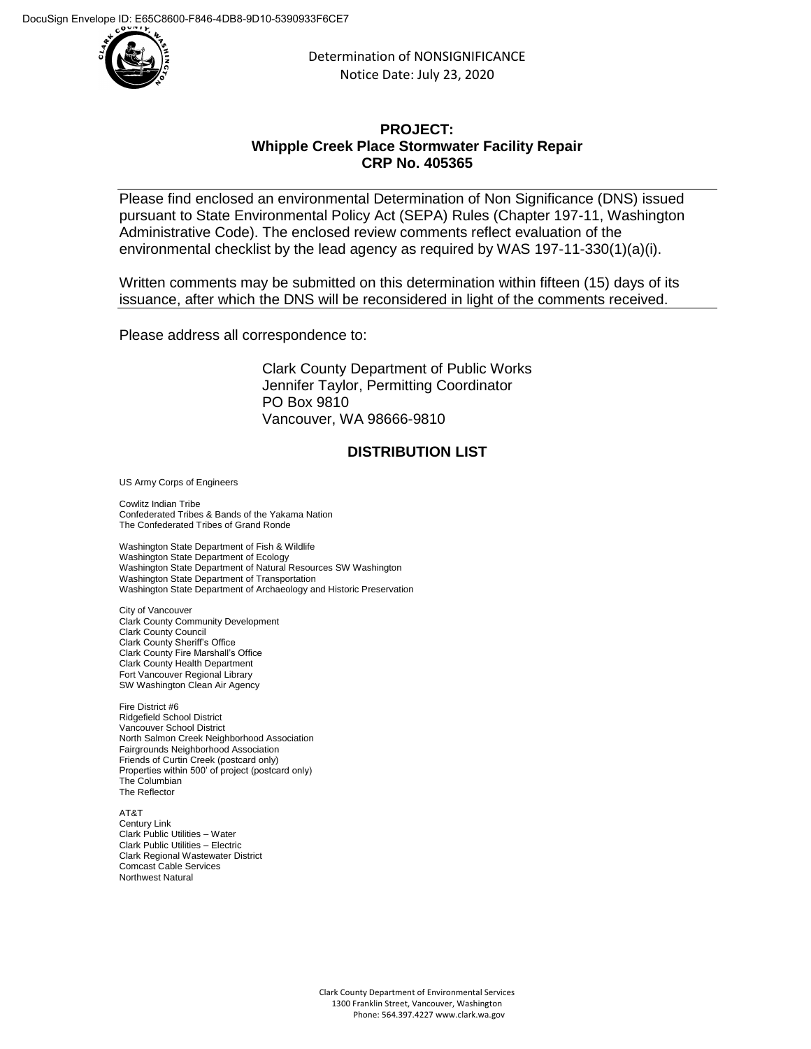DocuSign Envelope ID: E65C8600-F846-4DB8-9D10-5390933F6CE7

Determination of NONSIGNIFICANCE
Notice Date: July 23, 2020

## PROJECT:
## Whipple Creek Place Stormwater Facility Repair
## CRP No. 405365

Please find enclosed an environmental Determination of Non Significance (DNS) issued pursuant to State Environmental Policy Act (SEPA) Rules (Chapter 197-11, Washington Administrative Code). The enclosed review comments reflect evaluation of the environmental checklist by the lead agency as required by WAS 197-11-330(1)(a)(i).

Written comments may be submitted on this determination within fifteen (15) days of its issuance, after which the DNS will be reconsidered in light of the comments received.

Please address all correspondence to:

Clark County Department of Public Works
Jennifer Taylor, Permitting Coordinator
PO Box 9810
Vancouver, WA 98666-9810

## DISTRIBUTION LIST

US Army Corps of Engineers

Cowlitz Indian Tribe
Confederated Tribes & Bands of the Yakama Nation
The Confederated Tribes of Grand Ronde

Washington State Department of Fish & Wildlife
Washington State Department of Ecology
Washington State Department of Natural Resources SW Washington
Washington State Department of Transportation
Washington State Department of Archaeology and Historic Preservation

City of Vancouver
Clark County Community Development
Clark County Council
Clark County Sheriff's Office
Clark County Fire Marshall's Office
Clark County Health Department
Fort Vancouver Regional Library
SW Washington Clean Air Agency

Fire District #6
Ridgefield School District
Vancouver School District
North Salmon Creek Neighborhood Association
Fairgrounds Neighborhood Association
Friends of Curtin Creek (postcard only)
Properties within 500' of project (postcard only)
The Columbian
The Reflector

AT&T
Century Link
Clark Public Utilities – Water
Clark Public Utilities – Electric
Clark Regional Wastewater District
Comcast Cable Services
Northwest Natural

Clark County Department of Environmental Services
1300 Franklin Street, Vancouver, Washington
Phone: 564.397.4227 www.clark.wa.gov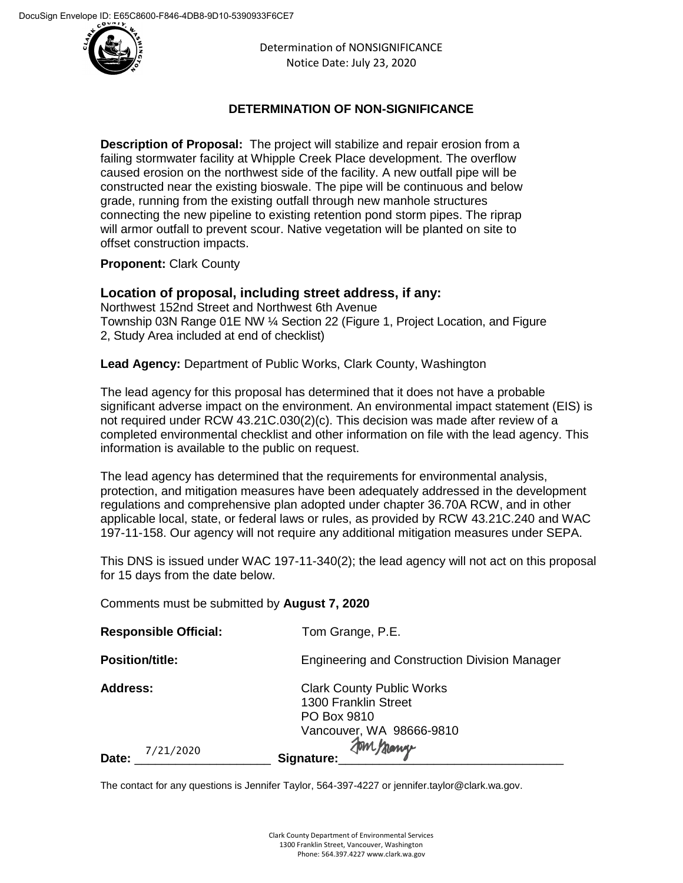DocuSign Envelope ID: E65C8600-F846-4DB8-9D10-5390933F6CE7

Determination of NONSIGNIFICANCE
Notice Date: July 23, 2020

## DETERMINATION OF NON-SIGNIFICANCE

**Description of Proposal:** The project will stabilize and repair erosion from a failing stormwater facility at Whipple Creek Place development. The overflow caused erosion on the northwest side of the facility. A new outfall pipe will be constructed near the existing bioswale. The pipe will be continuous and below grade, running from the existing outfall through new manhole structures connecting the new pipeline to existing retention pond storm pipes. The riprap will armor outfall to prevent scour. Native vegetation will be planted on site to offset construction impacts.

**Proponent:** Clark County

### Location of proposal, including street address, if any:

Northwest 152nd Street and Northwest 6th Avenue
Township 03N Range 01E NW ¼ Section 22 (Figure 1, Project Location, and Figure 2, Study Area included at end of checklist)

**Lead Agency:** Department of Public Works, Clark County, Washington

The lead agency for this proposal has determined that it does not have a probable significant adverse impact on the environment. An environmental impact statement (EIS) is not required under RCW 43.21C.030(2)(c). This decision was made after review of a completed environmental checklist and other information on file with the lead agency. This information is available to the public on request.

The lead agency has determined that the requirements for environmental analysis, protection, and mitigation measures have been adequately addressed in the development regulations and comprehensive plan adopted under chapter 36.70A RCW, and in other applicable local, state, or federal laws or rules, as provided by RCW 43.21C.240 and WAC 197-11-158. Our agency will not require any additional mitigation measures under SEPA.

This DNS is issued under WAC 197-11-340(2); the lead agency will not act on this proposal for 15 days from the date below.

Comments must be submitted by **August 7, 2020**

**Responsible Official:** Tom Grange, P.E.

**Position/title:** Engineering and Construction Division Manager

**Address:** Clark County Public Works
1300 Franklin Street
PO Box 9810
Vancouver, WA 98666-9810

**Date:** 7/21/2020 **Signature:** Tom Grange

The contact for any questions is Jennifer Taylor, 564-397-4227 or jennifer.taylor@clark.wa.gov.

Clark County Department of Environmental Services
1300 Franklin Street, Vancouver, Washington
Phone: 564.397.4227 www.clark.wa.gov